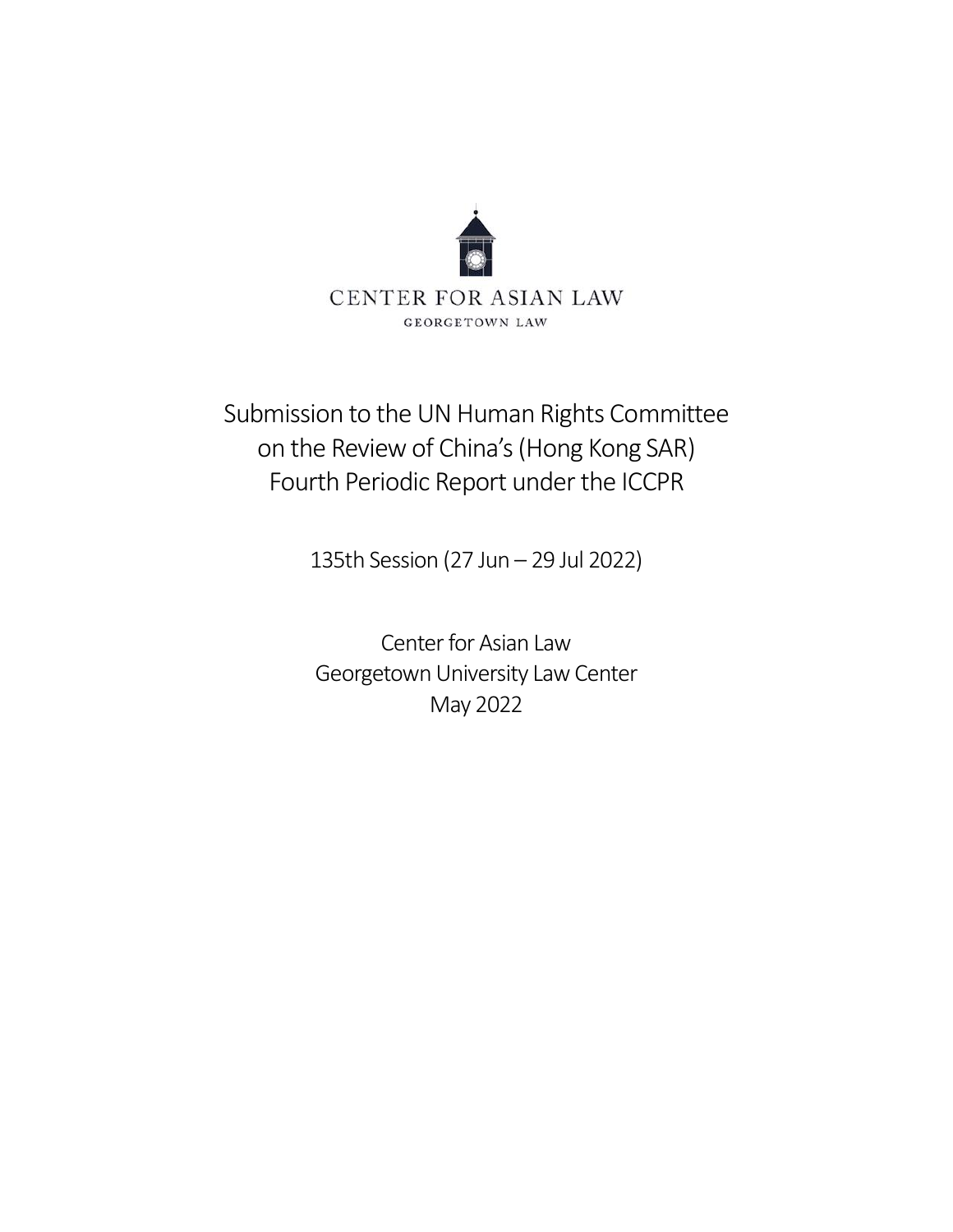CENTER FOR ASIAN LAW

GEORGETOWN LAW

# Submission to the UN Human Rights Committee on the Review of China's (Hong Kong SAR) Fourth Periodic Report under the ICCPR

135th Session (27 Jun – 29 Jul 2022)

Center for Asian Law
Georgetown University Law Center
May 2022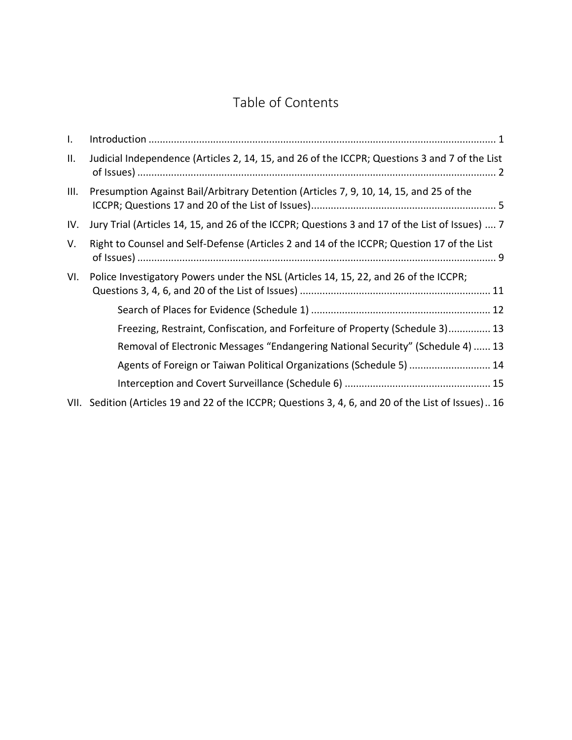# Table of Contents

I. Introduction .......... 1

II. Judicial Independence (Articles 2, 14, 15, and 26 of the ICCPR; Questions 3 and 7 of the List of Issues) .......... 2

III. Presumption Against Bail/Arbitrary Detention (Articles 7, 9, 10, 14, 15, and 25 of the ICCPR; Questions 17 and 20 of the List of Issues) .......... 5

IV. Jury Trial (Articles 14, 15, and 26 of the ICCPR; Questions 3 and 17 of the List of Issues) .... 7

V. Right to Counsel and Self-Defense (Articles 2 and 14 of the ICCPR; Question 17 of the List of Issues) .......... 9

VI. Police Investigatory Powers under the NSL (Articles 14, 15, 22, and 26 of the ICCPR; Questions 3, 4, 6, and 20 of the List of Issues) .......... 11

- Search of Places for Evidence (Schedule 1) .......... 12
- Freezing, Restraint, Confiscation, and Forfeiture of Property (Schedule 3) .......... 13
- Removal of Electronic Messages "Endangering National Security" (Schedule 4) ...... 13
- Agents of Foreign or Taiwan Political Organizations (Schedule 5) .......... 14
- Interception and Covert Surveillance (Schedule 6) .......... 15

VII. Sedition (Articles 19 and 22 of the ICCPR; Questions 3, 4, 6, and 20 of the List of Issues) .. 16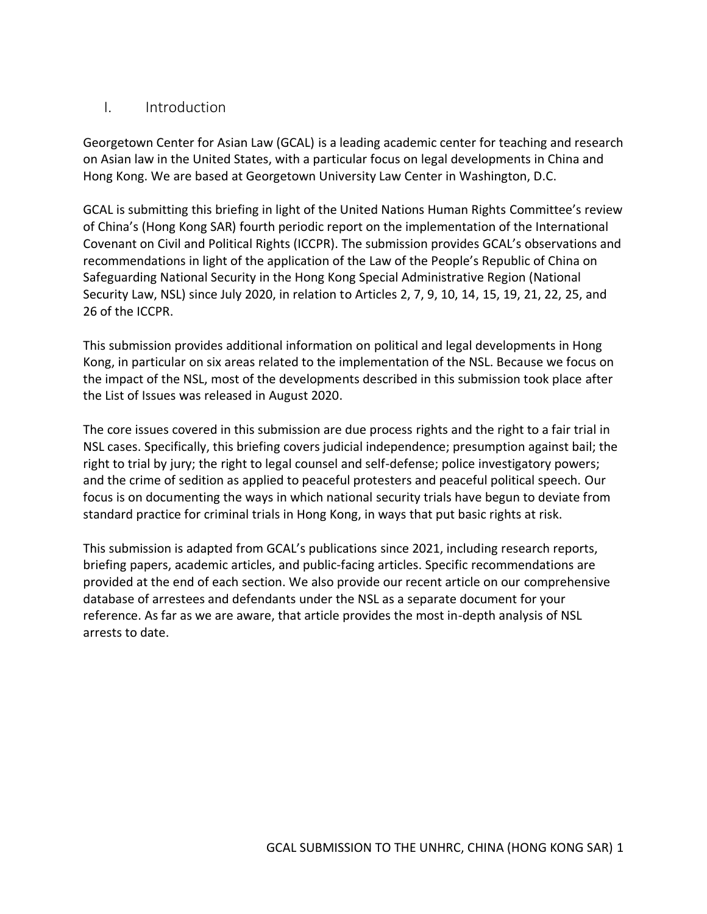## I. Introduction

Georgetown Center for Asian Law (GCAL) is a leading academic center for teaching and research on Asian law in the United States, with a particular focus on legal developments in China and Hong Kong. We are based at Georgetown University Law Center in Washington, D.C.

GCAL is submitting this briefing in light of the United Nations Human Rights Committee's review of China's (Hong Kong SAR) fourth periodic report on the implementation of the International Covenant on Civil and Political Rights (ICCPR). The submission provides GCAL's observations and recommendations in light of the application of the Law of the People's Republic of China on Safeguarding National Security in the Hong Kong Special Administrative Region (National Security Law, NSL) since July 2020, in relation to Articles 2, 7, 9, 10, 14, 15, 19, 21, 22, 25, and 26 of the ICCPR.

This submission provides additional information on political and legal developments in Hong Kong, in particular on six areas related to the implementation of the NSL. Because we focus on the impact of the NSL, most of the developments described in this submission took place after the List of Issues was released in August 2020.

The core issues covered in this submission are due process rights and the right to a fair trial in NSL cases. Specifically, this briefing covers judicial independence; presumption against bail; the right to trial by jury; the right to legal counsel and self-defense; police investigatory powers; and the crime of sedition as applied to peaceful protesters and peaceful political speech. Our focus is on documenting the ways in which national security trials have begun to deviate from standard practice for criminal trials in Hong Kong, in ways that put basic rights at risk.

This submission is adapted from GCAL's publications since 2021, including research reports, briefing papers, academic articles, and public-facing articles. Specific recommendations are provided at the end of each section. We also provide our recent article on our comprehensive database of arrestees and defendants under the NSL as a separate document for your reference. As far as we are aware, that article provides the most in-depth analysis of NSL arrests to date.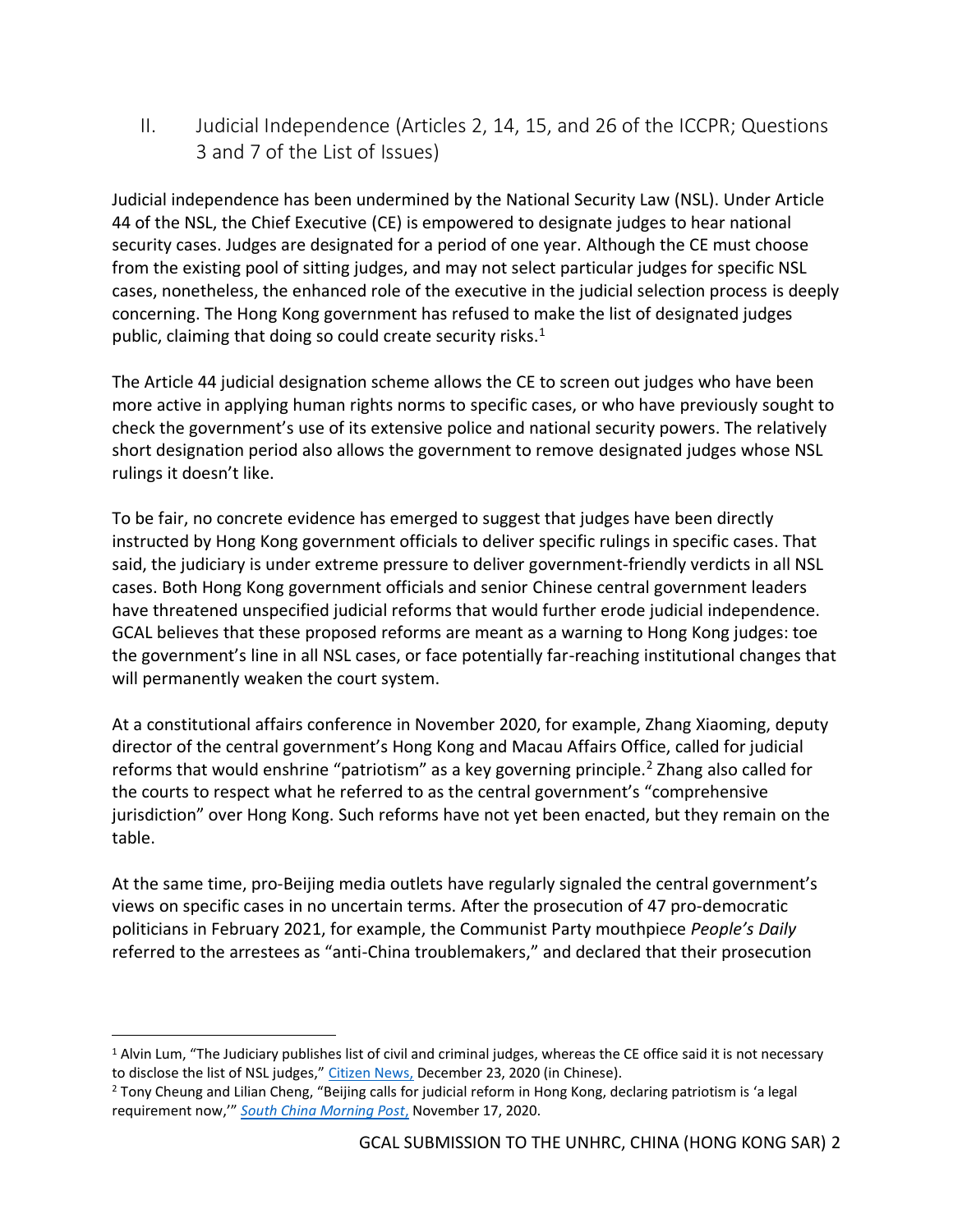## II. Judicial Independence (Articles 2, 14, 15, and 26 of the ICCPR; Questions 3 and 7 of the List of Issues)

Judicial independence has been undermined by the National Security Law (NSL). Under Article 44 of the NSL, the Chief Executive (CE) is empowered to designate judges to hear national security cases. Judges are designated for a period of one year. Although the CE must choose from the existing pool of sitting judges, and may not select particular judges for specific NSL cases, nonetheless, the enhanced role of the executive in the judicial selection process is deeply concerning. The Hong Kong government has refused to make the list of designated judges public, claiming that doing so could create security risks.[1]

The Article 44 judicial designation scheme allows the CE to screen out judges who have been more active in applying human rights norms to specific cases, or who have previously sought to check the government's use of its extensive police and national security powers. The relatively short designation period also allows the government to remove designated judges whose NSL rulings it doesn't like.

To be fair, no concrete evidence has emerged to suggest that judges have been directly instructed by Hong Kong government officials to deliver specific rulings in specific cases. That said, the judiciary is under extreme pressure to deliver government-friendly verdicts in all NSL cases. Both Hong Kong government officials and senior Chinese central government leaders have threatened unspecified judicial reforms that would further erode judicial independence. GCAL believes that these proposed reforms are meant as a warning to Hong Kong judges: toe the government's line in all NSL cases, or face potentially far-reaching institutional changes that will permanently weaken the court system.

At a constitutional affairs conference in November 2020, for example, Zhang Xiaoming, deputy director of the central government's Hong Kong and Macau Affairs Office, called for judicial reforms that would enshrine "patriotism" as a key governing principle.[2] Zhang also called for the courts to respect what he referred to as the central government's "comprehensive jurisdiction" over Hong Kong. Such reforms have not yet been enacted, but they remain on the table.

At the same time, pro-Beijing media outlets have regularly signaled the central government's views on specific cases in no uncertain terms. After the prosecution of 47 pro-democratic politicians in February 2021, for example, the Communist Party mouthpiece *People's Daily* referred to the arrestees as "anti-China troublemakers," and declared that their prosecution

---

[1] Alvin Lum, "The Judiciary publishes list of civil and criminal judges, whereas the CE office said it is not necessary to disclose the list of NSL judges," Citizen News, December 23, 2020 (in Chinese).

[2] Tony Cheung and Lilian Cheng, "Beijing calls for judicial reform in Hong Kong, declaring patriotism is 'a legal requirement now,'" *South China Morning Post*, November 17, 2020.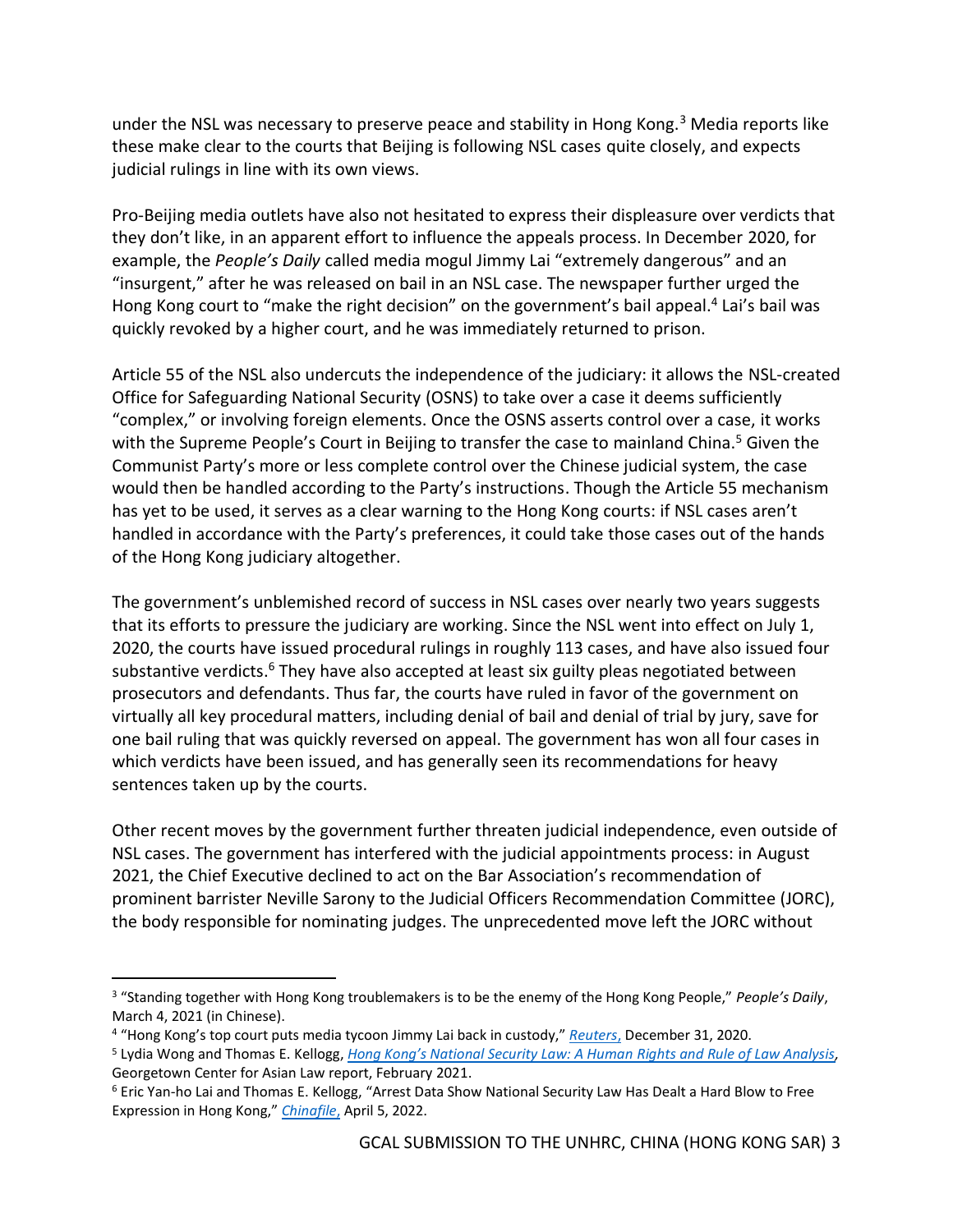under the NSL was necessary to preserve peace and stability in Hong Kong.[3] Media reports like these make clear to the courts that Beijing is following NSL cases quite closely, and expects judicial rulings in line with its own views.

Pro-Beijing media outlets have also not hesitated to express their displeasure over verdicts that they don't like, in an apparent effort to influence the appeals process. In December 2020, for example, the *People's Daily* called media mogul Jimmy Lai "extremely dangerous" and an "insurgent," after he was released on bail in an NSL case. The newspaper further urged the Hong Kong court to "make the right decision" on the government's bail appeal.[4] Lai's bail was quickly revoked by a higher court, and he was immediately returned to prison.

Article 55 of the NSL also undercuts the independence of the judiciary: it allows the NSL-created Office for Safeguarding National Security (OSNS) to take over a case it deems sufficiently "complex," or involving foreign elements. Once the OSNS asserts control over a case, it works with the Supreme People's Court in Beijing to transfer the case to mainland China.[5] Given the Communist Party's more or less complete control over the Chinese judicial system, the case would then be handled according to the Party's instructions. Though the Article 55 mechanism has yet to be used, it serves as a clear warning to the Hong Kong courts: if NSL cases aren't handled in accordance with the Party's preferences, it could take those cases out of the hands of the Hong Kong judiciary altogether.

The government's unblemished record of success in NSL cases over nearly two years suggests that its efforts to pressure the judiciary are working. Since the NSL went into effect on July 1, 2020, the courts have issued procedural rulings in roughly 113 cases, and have also issued four substantive verdicts.[6] They have also accepted at least six guilty pleas negotiated between prosecutors and defendants. Thus far, the courts have ruled in favor of the government on virtually all key procedural matters, including denial of bail and denial of trial by jury, save for one bail ruling that was quickly reversed on appeal. The government has won all four cases in which verdicts have been issued, and has generally seen its recommendations for heavy sentences taken up by the courts.

Other recent moves by the government further threaten judicial independence, even outside of NSL cases. The government has interfered with the judicial appointments process: in August 2021, the Chief Executive declined to act on the Bar Association's recommendation of prominent barrister Neville Sarony to the Judicial Officers Recommendation Committee (JORC), the body responsible for nominating judges. The unprecedented move left the JORC without

---

[3] "Standing together with Hong Kong troublemakers is to be the enemy of the Hong Kong People," *People's Daily*, March 4, 2021 (in Chinese).

[4] "Hong Kong's top court puts media tycoon Jimmy Lai back in custody," *Reuters*, December 31, 2020.

[5] Lydia Wong and Thomas E. Kellogg, *Hong Kong's National Security Law: A Human Rights and Rule of Law Analysis*, Georgetown Center for Asian Law report, February 2021.

[6] Eric Yan-ho Lai and Thomas E. Kellogg, "Arrest Data Show National Security Law Has Dealt a Hard Blow to Free Expression in Hong Kong," *Chinafile*, April 5, 2022.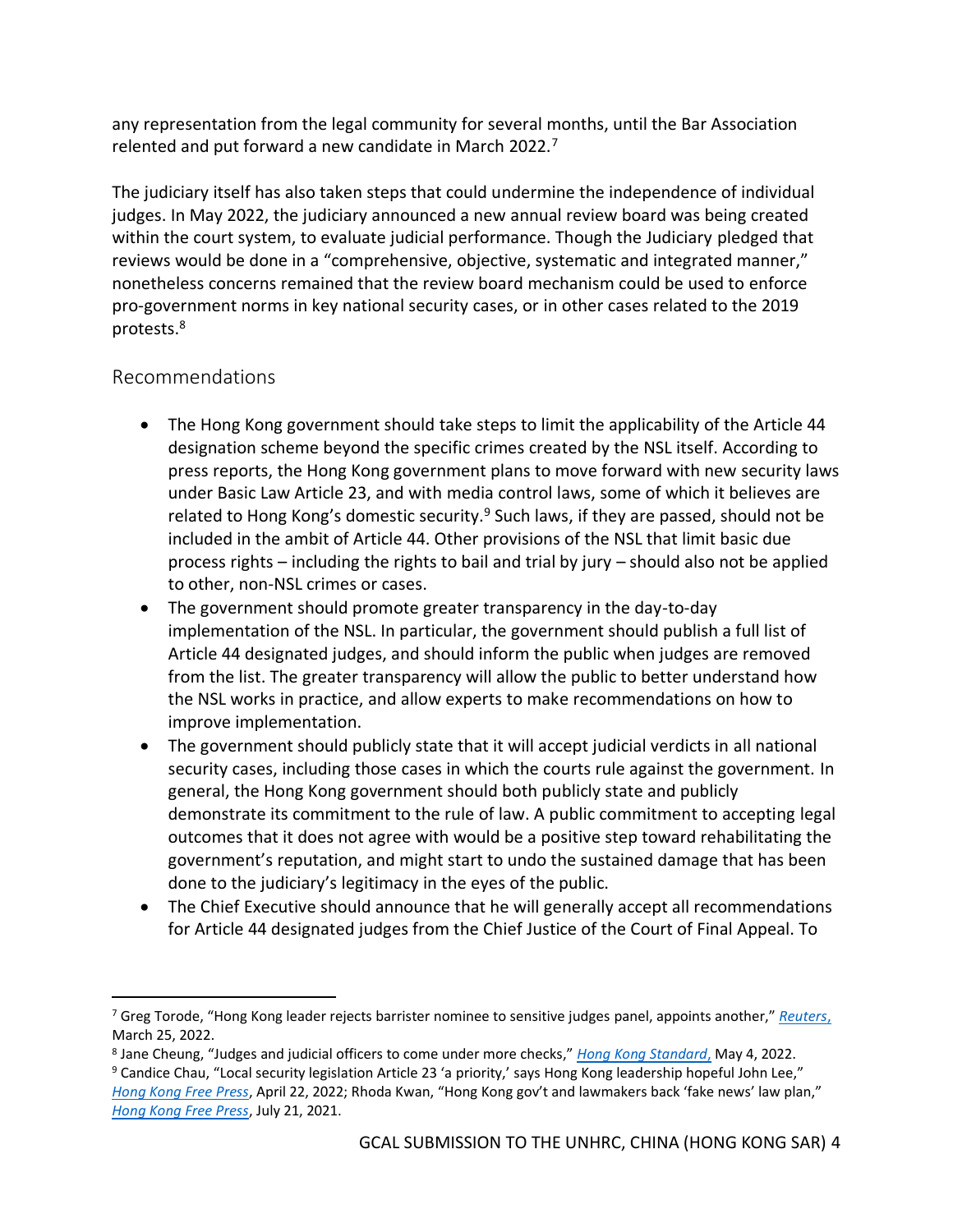any representation from the legal community for several months, until the Bar Association relented and put forward a new candidate in March 2022.[7]

The judiciary itself has also taken steps that could undermine the independence of individual judges. In May 2022, the judiciary announced a new annual review board was being created within the court system, to evaluate judicial performance. Though the Judiciary pledged that reviews would be done in a "comprehensive, objective, systematic and integrated manner," nonetheless concerns remained that the review board mechanism could be used to enforce pro-government norms in key national security cases, or in other cases related to the 2019 protests.[8]

## Recommendations

- The Hong Kong government should take steps to limit the applicability of the Article 44 designation scheme beyond the specific crimes created by the NSL itself. According to press reports, the Hong Kong government plans to move forward with new security laws under Basic Law Article 23, and with media control laws, some of which it believes are related to Hong Kong's domestic security.[9] Such laws, if they are passed, should not be included in the ambit of Article 44. Other provisions of the NSL that limit basic due process rights – including the rights to bail and trial by jury – should also not be applied to other, non-NSL crimes or cases.
- The government should promote greater transparency in the day-to-day implementation of the NSL. In particular, the government should publish a full list of Article 44 designated judges, and should inform the public when judges are removed from the list. The greater transparency will allow the public to better understand how the NSL works in practice, and allow experts to make recommendations on how to improve implementation.
- The government should publicly state that it will accept judicial verdicts in all national security cases, including those cases in which the courts rule against the government. In general, the Hong Kong government should both publicly state and publicly demonstrate its commitment to the rule of law. A public commitment to accepting legal outcomes that it does not agree with would be a positive step toward rehabilitating the government's reputation, and might start to undo the sustained damage that has been done to the judiciary's legitimacy in the eyes of the public.
- The Chief Executive should announce that he will generally accept all recommendations for Article 44 designated judges from the Chief Justice of the Court of Final Appeal. To

---

[7] Greg Torode, "Hong Kong leader rejects barrister nominee to sensitive judges panel, appoints another," *Reuters*, March 25, 2022.

[8] Jane Cheung, "Judges and judicial officers to come under more checks," *Hong Kong Standard*, May 4, 2022.

[9] Candice Chau, "Local security legislation Article 23 'a priority,' says Hong Kong leadership hopeful John Lee," *Hong Kong Free Press*, April 22, 2022; Rhoda Kwan, "Hong Kong gov't and lawmakers back 'fake news' law plan," *Hong Kong Free Press*, July 21, 2021.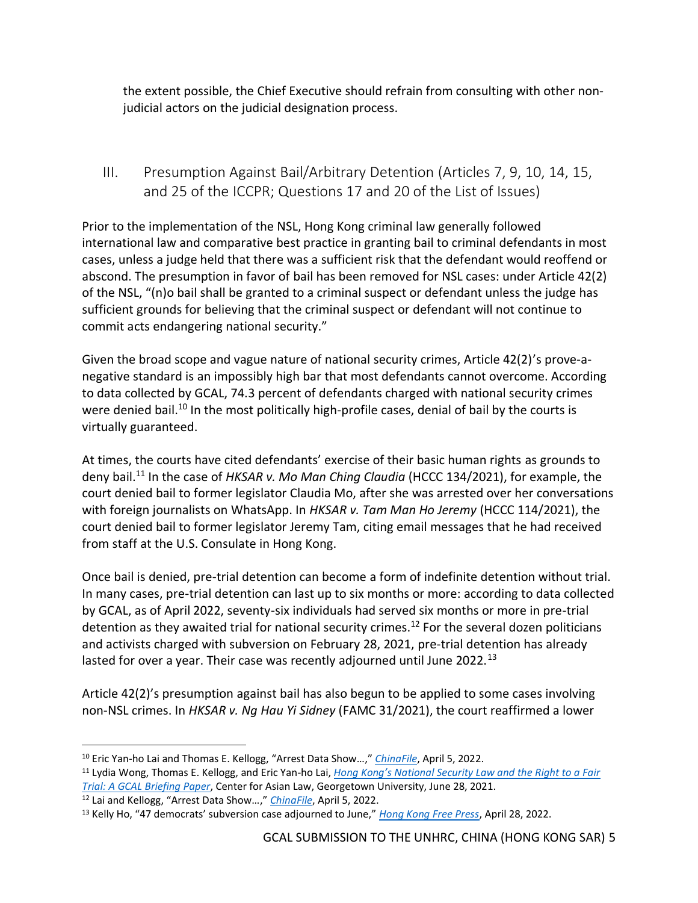the extent possible, the Chief Executive should refrain from consulting with other non-judicial actors on the judicial designation process.

## III. Presumption Against Bail/Arbitrary Detention (Articles 7, 9, 10, 14, 15, and 25 of the ICCPR; Questions 17 and 20 of the List of Issues)

Prior to the implementation of the NSL, Hong Kong criminal law generally followed international law and comparative best practice in granting bail to criminal defendants in most cases, unless a judge held that there was a sufficient risk that the defendant would reoffend or abscond. The presumption in favor of bail has been removed for NSL cases: under Article 42(2) of the NSL, "(n)o bail shall be granted to a criminal suspect or defendant unless the judge has sufficient grounds for believing that the criminal suspect or defendant will not continue to commit acts endangering national security."

Given the broad scope and vague nature of national security crimes, Article 42(2)'s prove-a-negative standard is an impossibly high bar that most defendants cannot overcome. According to data collected by GCAL, 74.3 percent of defendants charged with national security crimes were denied bail.[10] In the most politically high-profile cases, denial of bail by the courts is virtually guaranteed.

At times, the courts have cited defendants' exercise of their basic human rights as grounds to deny bail.[11] In the case of *HKSAR v. Mo Man Ching Claudia* (HCCC 134/2021), for example, the court denied bail to former legislator Claudia Mo, after she was arrested over her conversations with foreign journalists on WhatsApp. In *HKSAR v. Tam Man Ho Jeremy* (HCCC 114/2021), the court denied bail to former legislator Jeremy Tam, citing email messages that he had received from staff at the U.S. Consulate in Hong Kong.

Once bail is denied, pre-trial detention can become a form of indefinite detention without trial. In many cases, pre-trial detention can last up to six months or more: according to data collected by GCAL, as of April 2022, seventy-six individuals had served six months or more in pre-trial detention as they awaited trial for national security crimes.[12] For the several dozen politicians and activists charged with subversion on February 28, 2021, pre-trial detention has already lasted for over a year. Their case was recently adjourned until June 2022.[13]

Article 42(2)'s presumption against bail has also begun to be applied to some cases involving non-NSL crimes. In *HKSAR v. Ng Hau Yi Sidney* (FAMC 31/2021), the court reaffirmed a lower

---

[10] Eric Yan-ho Lai and Thomas E. Kellogg, "Arrest Data Show…," *ChinaFile*, April 5, 2022.

[11] Lydia Wong, Thomas E. Kellogg, and Eric Yan-ho Lai, *Hong Kong's National Security Law and the Right to a Fair Trial: A GCAL Briefing Paper*, Center for Asian Law, Georgetown University, June 28, 2021.

[12] Lai and Kellogg, "Arrest Data Show…," *ChinaFile*, April 5, 2022.

[13] Kelly Ho, "47 democrats' subversion case adjourned to June," *Hong Kong Free Press*, April 28, 2022.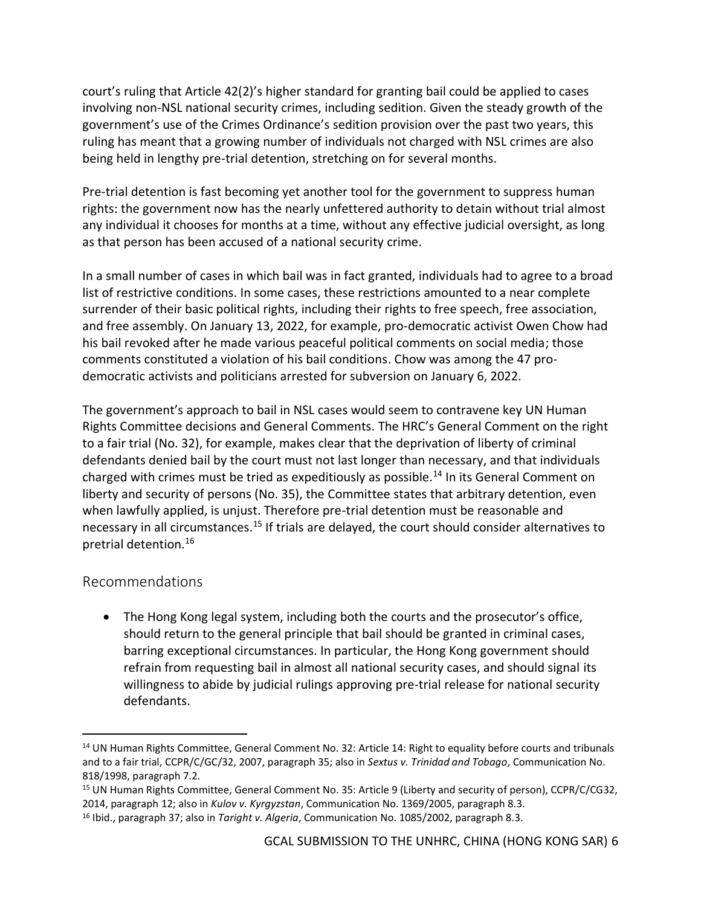court's ruling that Article 42(2)'s higher standard for granting bail could be applied to cases involving non-NSL national security crimes, including sedition. Given the steady growth of the government's use of the Crimes Ordinance's sedition provision over the past two years, this ruling has meant that a growing number of individuals not charged with NSL crimes are also being held in lengthy pre-trial detention, stretching on for several months.

Pre-trial detention is fast becoming yet another tool for the government to suppress human rights: the government now has the nearly unfettered authority to detain without trial almost any individual it chooses for months at a time, without any effective judicial oversight, as long as that person has been accused of a national security crime.

In a small number of cases in which bail was in fact granted, individuals had to agree to a broad list of restrictive conditions. In some cases, these restrictions amounted to a near complete surrender of their basic political rights, including their rights to free speech, free association, and free assembly. On January 13, 2022, for example, pro-democratic activist Owen Chow had his bail revoked after he made various peaceful political comments on social media; those comments constituted a violation of his bail conditions. Chow was among the 47 pro-democratic activists and politicians arrested for subversion on January 6, 2022.

The government's approach to bail in NSL cases would seem to contravene key UN Human Rights Committee decisions and General Comments. The HRC's General Comment on the right to a fair trial (No. 32), for example, makes clear that the deprivation of liberty of criminal defendants denied bail by the court must not last longer than necessary, and that individuals charged with crimes must be tried as expeditiously as possible.[14] In its General Comment on liberty and security of persons (No. 35), the Committee states that arbitrary detention, even when lawfully applied, is unjust. Therefore pre-trial detention must be reasonable and necessary in all circumstances.[15] If trials are delayed, the court should consider alternatives to pretrial detention.[16]

## Recommendations

- The Hong Kong legal system, including both the courts and the prosecutor's office, should return to the general principle that bail should be granted in criminal cases, barring exceptional circumstances. In particular, the Hong Kong government should refrain from requesting bail in almost all national security cases, and should signal its willingness to abide by judicial rulings approving pre-trial release for national security defendants.

---

[14] UN Human Rights Committee, General Comment No. 32: Article 14: Right to equality before courts and tribunals and to a fair trial, CCPR/C/GC/32, 2007, paragraph 35; also in *Sextus v. Trinidad and Tobago*, Communication No. 818/1998, paragraph 7.2.

[15] UN Human Rights Committee, General Comment No. 35: Article 9 (Liberty and security of person), CCPR/C/CG32, 2014, paragraph 12; also in *Kulov v. Kyrgyzstan*, Communication No. 1369/2005, paragraph 8.3.

[16] Ibid., paragraph 37; also in *Taright v. Algeria*, Communication No. 1085/2002, paragraph 8.3.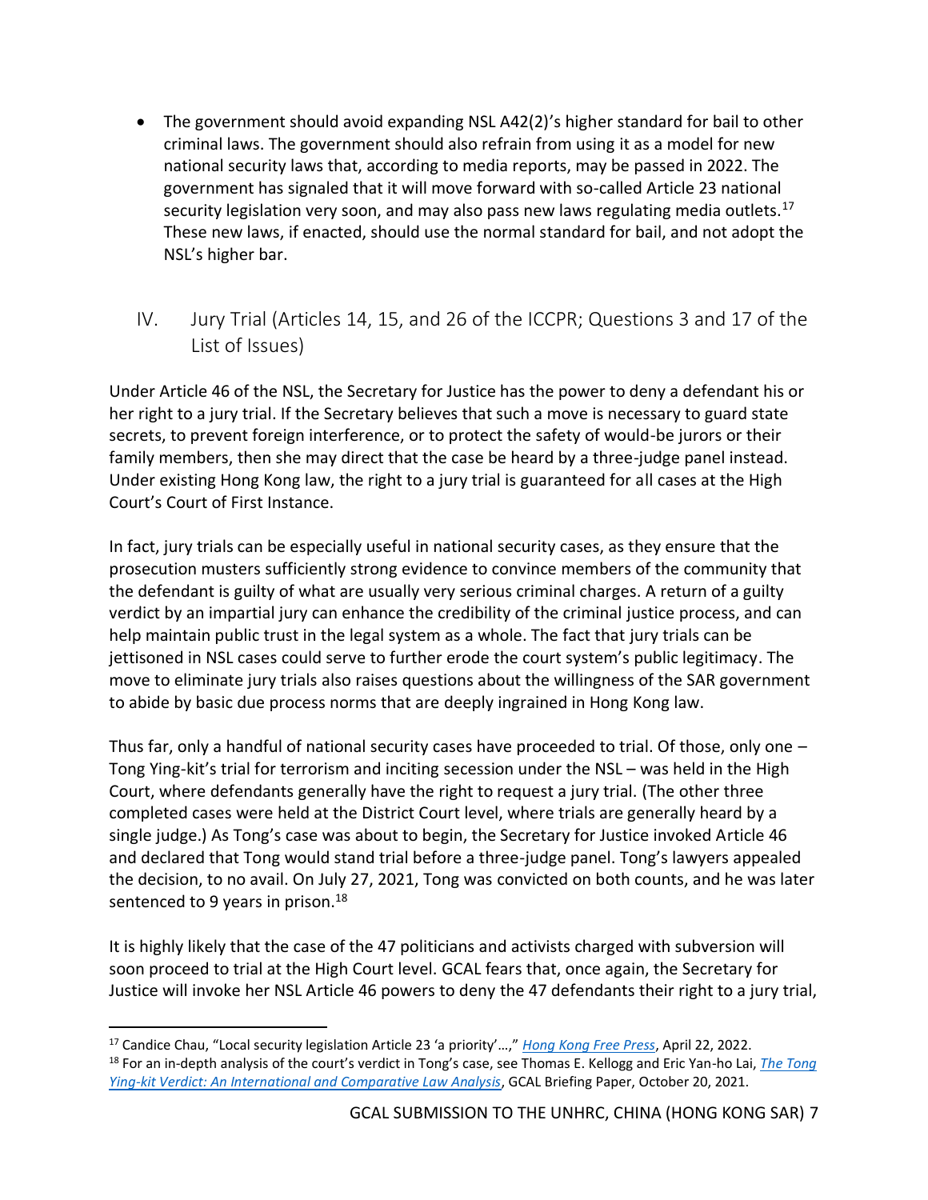- The government should avoid expanding NSL A42(2)'s higher standard for bail to other criminal laws. The government should also refrain from using it as a model for new national security laws that, according to media reports, may be passed in 2022. The government has signaled that it will move forward with so-called Article 23 national security legislation very soon, and may also pass new laws regulating media outlets.[17] These new laws, if enacted, should use the normal standard for bail, and not adopt the NSL's higher bar.

## IV. Jury Trial (Articles 14, 15, and 26 of the ICCPR; Questions 3 and 17 of the List of Issues)

Under Article 46 of the NSL, the Secretary for Justice has the power to deny a defendant his or her right to a jury trial. If the Secretary believes that such a move is necessary to guard state secrets, to prevent foreign interference, or to protect the safety of would-be jurors or their family members, then she may direct that the case be heard by a three-judge panel instead. Under existing Hong Kong law, the right to a jury trial is guaranteed for all cases at the High Court's Court of First Instance.

In fact, jury trials can be especially useful in national security cases, as they ensure that the prosecution musters sufficiently strong evidence to convince members of the community that the defendant is guilty of what are usually very serious criminal charges. A return of a guilty verdict by an impartial jury can enhance the credibility of the criminal justice process, and can help maintain public trust in the legal system as a whole. The fact that jury trials can be jettisoned in NSL cases could serve to further erode the court system's public legitimacy. The move to eliminate jury trials also raises questions about the willingness of the SAR government to abide by basic due process norms that are deeply ingrained in Hong Kong law.

Thus far, only a handful of national security cases have proceeded to trial. Of those, only one – Tong Ying-kit's trial for terrorism and inciting secession under the NSL – was held in the High Court, where defendants generally have the right to request a jury trial. (The other three completed cases were held at the District Court level, where trials are generally heard by a single judge.) As Tong's case was about to begin, the Secretary for Justice invoked Article 46 and declared that Tong would stand trial before a three-judge panel. Tong's lawyers appealed the decision, to no avail. On July 27, 2021, Tong was convicted on both counts, and he was later sentenced to 9 years in prison.[18]

It is highly likely that the case of the 47 politicians and activists charged with subversion will soon proceed to trial at the High Court level. GCAL fears that, once again, the Secretary for Justice will invoke her NSL Article 46 powers to deny the 47 defendants their right to a jury trial,

---

[17] Candice Chau, "Local security legislation Article 23 'a priority'…," *Hong Kong Free Press*, April 22, 2022.

[18] For an in-depth analysis of the court's verdict in Tong's case, see Thomas E. Kellogg and Eric Yan-ho Lai, *The Tong Ying-kit Verdict: An International and Comparative Law Analysis*, GCAL Briefing Paper, October 20, 2021.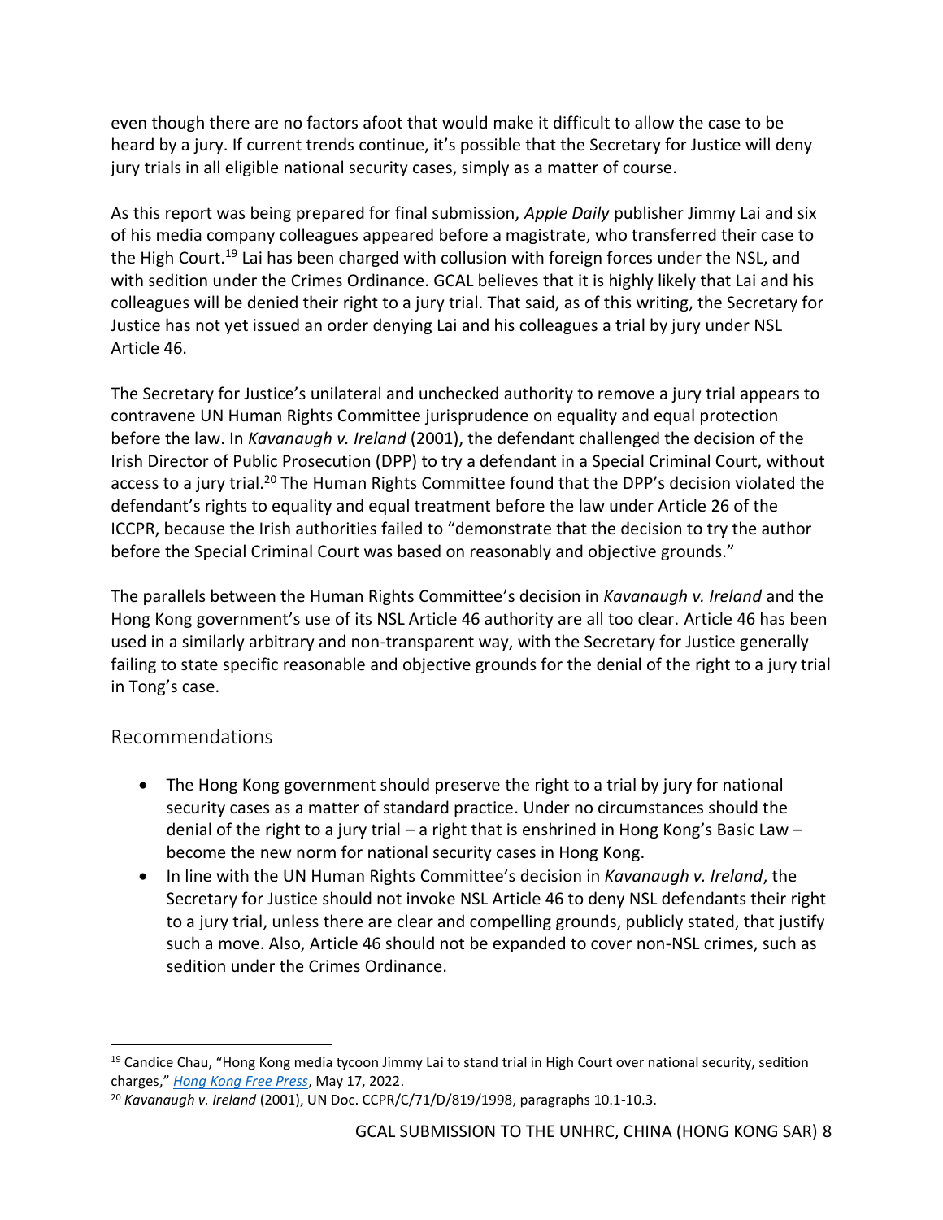even though there are no factors afoot that would make it difficult to allow the case to be heard by a jury. If current trends continue, it's possible that the Secretary for Justice will deny jury trials in all eligible national security cases, simply as a matter of course.

As this report was being prepared for final submission, *Apple Daily* publisher Jimmy Lai and six of his media company colleagues appeared before a magistrate, who transferred their case to the High Court.[19] Lai has been charged with collusion with foreign forces under the NSL, and with sedition under the Crimes Ordinance. GCAL believes that it is highly likely that Lai and his colleagues will be denied their right to a jury trial. That said, as of this writing, the Secretary for Justice has not yet issued an order denying Lai and his colleagues a trial by jury under NSL Article 46.

The Secretary for Justice's unilateral and unchecked authority to remove a jury trial appears to contravene UN Human Rights Committee jurisprudence on equality and equal protection before the law. In *Kavanaugh v. Ireland* (2001), the defendant challenged the decision of the Irish Director of Public Prosecution (DPP) to try a defendant in a Special Criminal Court, without access to a jury trial.[20] The Human Rights Committee found that the DPP's decision violated the defendant's rights to equality and equal treatment before the law under Article 26 of the ICCPR, because the Irish authorities failed to "demonstrate that the decision to try the author before the Special Criminal Court was based on reasonably and objective grounds."

The parallels between the Human Rights Committee's decision in *Kavanaugh v. Ireland* and the Hong Kong government's use of its NSL Article 46 authority are all too clear. Article 46 has been used in a similarly arbitrary and non-transparent way, with the Secretary for Justice generally failing to state specific reasonable and objective grounds for the denial of the right to a jury trial in Tong's case.

## Recommendations

- The Hong Kong government should preserve the right to a trial by jury for national security cases as a matter of standard practice. Under no circumstances should the denial of the right to a jury trial – a right that is enshrined in Hong Kong's Basic Law – become the new norm for national security cases in Hong Kong.
- In line with the UN Human Rights Committee's decision in *Kavanaugh v. Ireland*, the Secretary for Justice should not invoke NSL Article 46 to deny NSL defendants their right to a jury trial, unless there are clear and compelling grounds, publicly stated, that justify such a move. Also, Article 46 should not be expanded to cover non-NSL crimes, such as sedition under the Crimes Ordinance.

---

[19] Candice Chau, "Hong Kong media tycoon Jimmy Lai to stand trial in High Court over national security, sedition charges," *Hong Kong Free Press*, May 17, 2022.

[20] *Kavanaugh v. Ireland* (2001), UN Doc. CCPR/C/71/D/819/1998, paragraphs 10.1-10.3.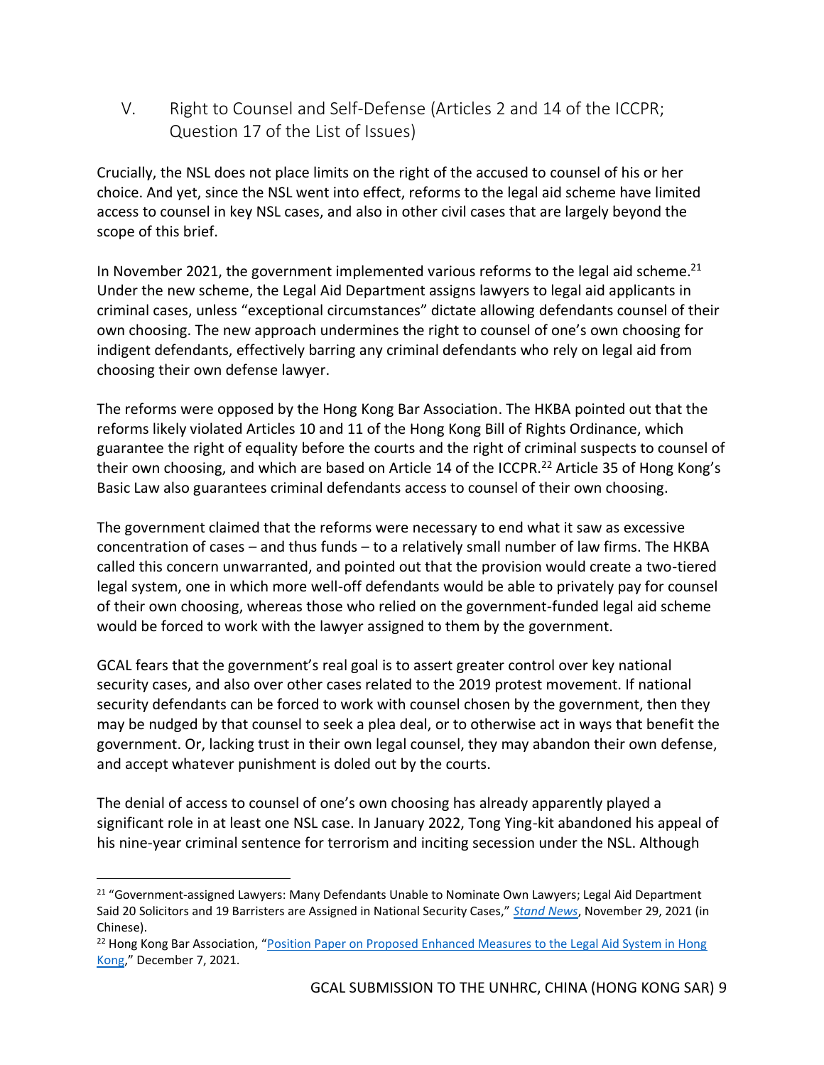## V. Right to Counsel and Self-Defense (Articles 2 and 14 of the ICCPR; Question 17 of the List of Issues)

Crucially, the NSL does not place limits on the right of the accused to counsel of his or her choice. And yet, since the NSL went into effect, reforms to the legal aid scheme have limited access to counsel in key NSL cases, and also in other civil cases that are largely beyond the scope of this brief.

In November 2021, the government implemented various reforms to the legal aid scheme.[21] Under the new scheme, the Legal Aid Department assigns lawyers to legal aid applicants in criminal cases, unless "exceptional circumstances" dictate allowing defendants counsel of their own choosing. The new approach undermines the right to counsel of one's own choosing for indigent defendants, effectively barring any criminal defendants who rely on legal aid from choosing their own defense lawyer.

The reforms were opposed by the Hong Kong Bar Association. The HKBA pointed out that the reforms likely violated Articles 10 and 11 of the Hong Kong Bill of Rights Ordinance, which guarantee the right of equality before the courts and the right of criminal suspects to counsel of their own choosing, and which are based on Article 14 of the ICCPR.[22] Article 35 of Hong Kong's Basic Law also guarantees criminal defendants access to counsel of their own choosing.

The government claimed that the reforms were necessary to end what it saw as excessive concentration of cases – and thus funds – to a relatively small number of law firms. The HKBA called this concern unwarranted, and pointed out that the provision would create a two-tiered legal system, one in which more well-off defendants would be able to privately pay for counsel of their own choosing, whereas those who relied on the government-funded legal aid scheme would be forced to work with the lawyer assigned to them by the government.

GCAL fears that the government's real goal is to assert greater control over key national security cases, and also over other cases related to the 2019 protest movement. If national security defendants can be forced to work with counsel chosen by the government, then they may be nudged by that counsel to seek a plea deal, or to otherwise act in ways that benefit the government. Or, lacking trust in their own legal counsel, they may abandon their own defense, and accept whatever punishment is doled out by the courts.

The denial of access to counsel of one's own choosing has already apparently played a significant role in at least one NSL case. In January 2022, Tong Ying-kit abandoned his appeal of his nine-year criminal sentence for terrorism and inciting secession under the NSL. Although

---

[21] "Government-assigned Lawyers: Many Defendants Unable to Nominate Own Lawyers; Legal Aid Department Said 20 Solicitors and 19 Barristers are Assigned in National Security Cases," *Stand News*, November 29, 2021 (in Chinese).

[22] Hong Kong Bar Association, "Position Paper on Proposed Enhanced Measures to the Legal Aid System in Hong Kong," December 7, 2021.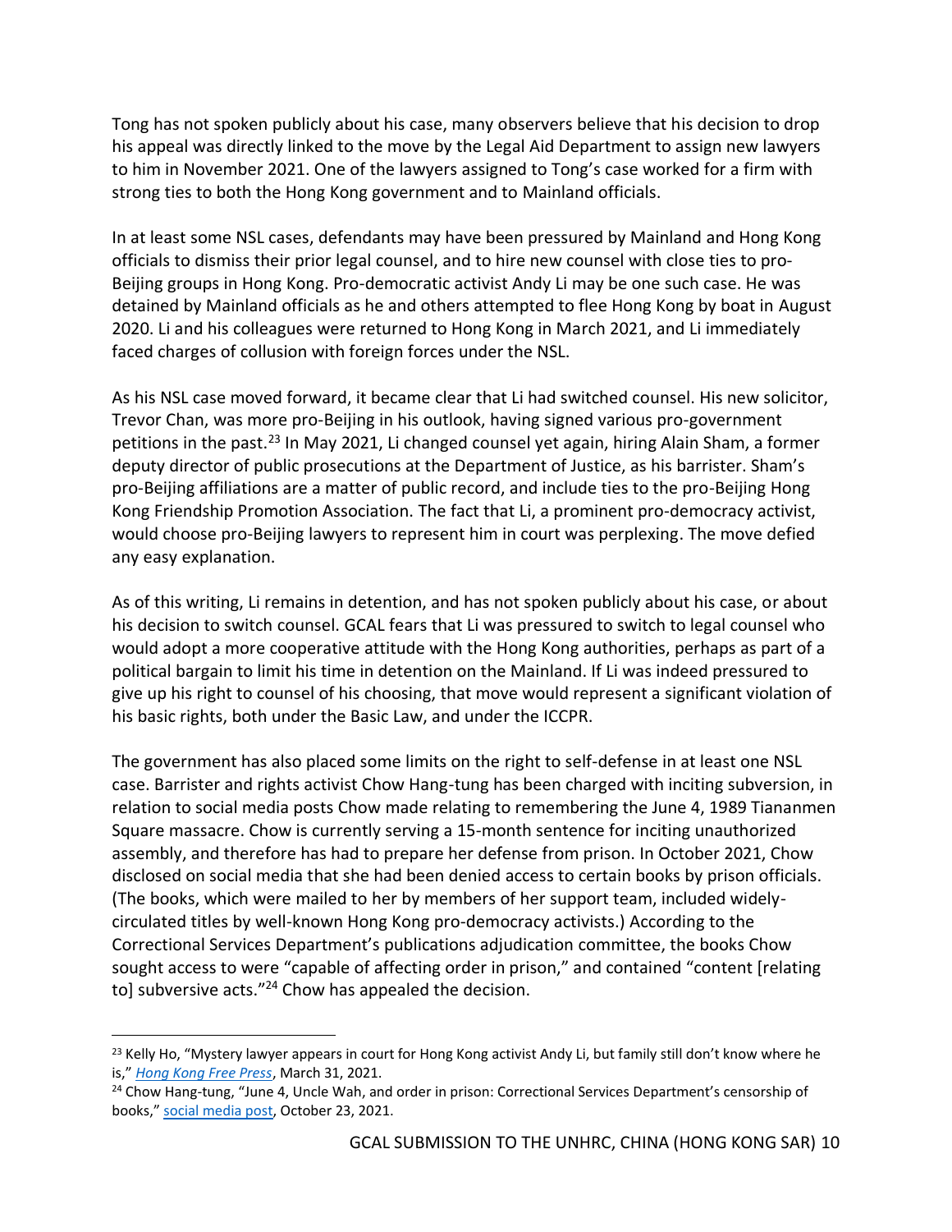Tong has not spoken publicly about his case, many observers believe that his decision to drop his appeal was directly linked to the move by the Legal Aid Department to assign new lawyers to him in November 2021. One of the lawyers assigned to Tong's case worked for a firm with strong ties to both the Hong Kong government and to Mainland officials.

In at least some NSL cases, defendants may have been pressured by Mainland and Hong Kong officials to dismiss their prior legal counsel, and to hire new counsel with close ties to pro-Beijing groups in Hong Kong. Pro-democratic activist Andy Li may be one such case. He was detained by Mainland officials as he and others attempted to flee Hong Kong by boat in August 2020. Li and his colleagues were returned to Hong Kong in March 2021, and Li immediately faced charges of collusion with foreign forces under the NSL.

As his NSL case moved forward, it became clear that Li had switched counsel. His new solicitor, Trevor Chan, was more pro-Beijing in his outlook, having signed various pro-government petitions in the past.[23] In May 2021, Li changed counsel yet again, hiring Alain Sham, a former deputy director of public prosecutions at the Department of Justice, as his barrister. Sham's pro-Beijing affiliations are a matter of public record, and include ties to the pro-Beijing Hong Kong Friendship Promotion Association. The fact that Li, a prominent pro-democracy activist, would choose pro-Beijing lawyers to represent him in court was perplexing. The move defied any easy explanation.

As of this writing, Li remains in detention, and has not spoken publicly about his case, or about his decision to switch counsel. GCAL fears that Li was pressured to switch to legal counsel who would adopt a more cooperative attitude with the Hong Kong authorities, perhaps as part of a political bargain to limit his time in detention on the Mainland. If Li was indeed pressured to give up his right to counsel of his choosing, that move would represent a significant violation of his basic rights, both under the Basic Law, and under the ICCPR.

The government has also placed some limits on the right to self-defense in at least one NSL case. Barrister and rights activist Chow Hang-tung has been charged with inciting subversion, in relation to social media posts Chow made relating to remembering the June 4, 1989 Tiananmen Square massacre. Chow is currently serving a 15-month sentence for inciting unauthorized assembly, and therefore has had to prepare her defense from prison. In October 2021, Chow disclosed on social media that she had been denied access to certain books by prison officials. (The books, which were mailed to her by members of her support team, included widely-circulated titles by well-known Hong Kong pro-democracy activists.) According to the Correctional Services Department's publications adjudication committee, the books Chow sought access to were "capable of affecting order in prison," and contained "content [relating to] subversive acts."[24] Chow has appealed the decision.

---

[23] Kelly Ho, "Mystery lawyer appears in court for Hong Kong activist Andy Li, but family still don't know where he is," *Hong Kong Free Press*, March 31, 2021.

[24] Chow Hang-tung, "June 4, Uncle Wah, and order in prison: Correctional Services Department's censorship of books," social media post, October 23, 2021.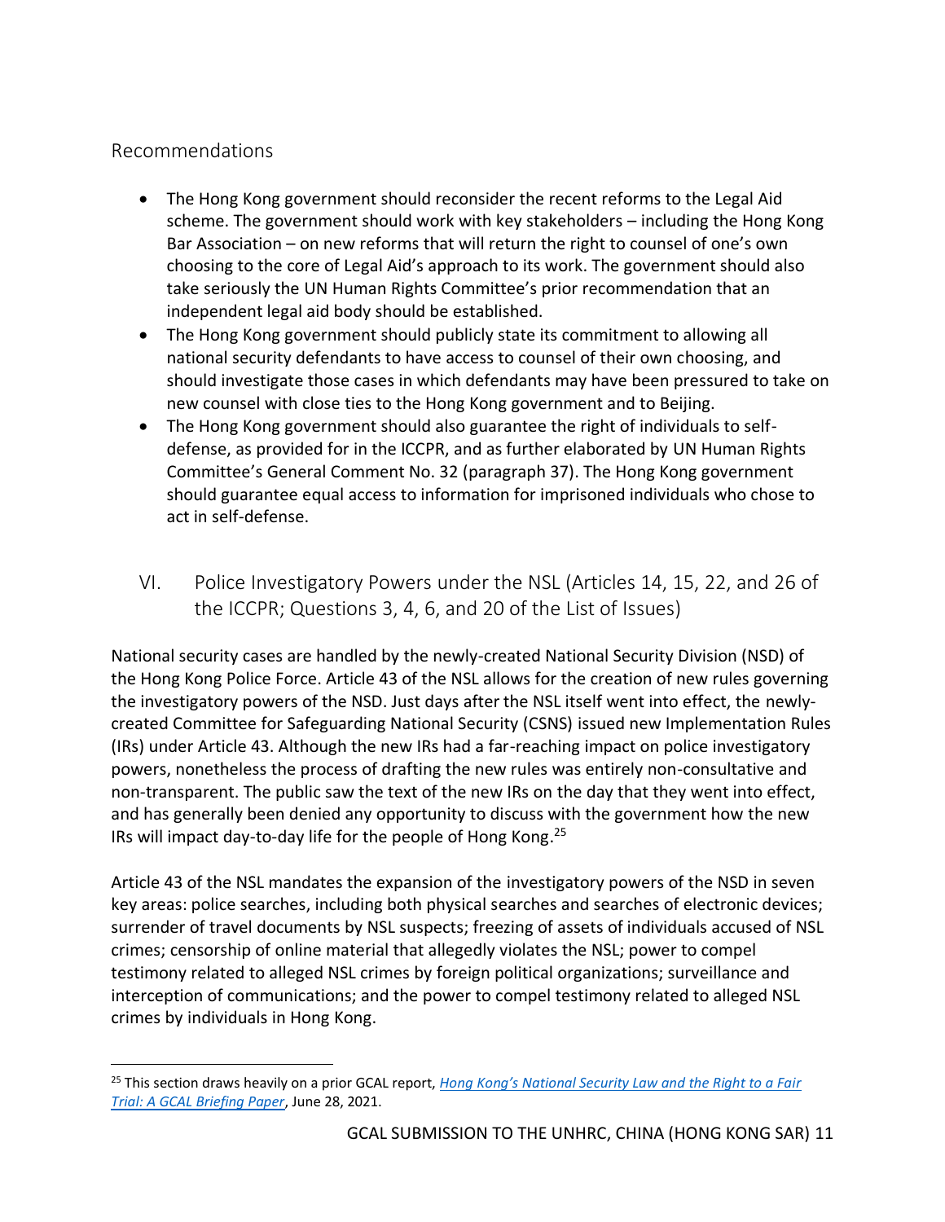## Recommendations

- The Hong Kong government should reconsider the recent reforms to the Legal Aid scheme. The government should work with key stakeholders – including the Hong Kong Bar Association – on new reforms that will return the right to counsel of one's own choosing to the core of Legal Aid's approach to its work. The government should also take seriously the UN Human Rights Committee's prior recommendation that an independent legal aid body should be established.
- The Hong Kong government should publicly state its commitment to allowing all national security defendants to have access to counsel of their own choosing, and should investigate those cases in which defendants may have been pressured to take on new counsel with close ties to the Hong Kong government and to Beijing.
- The Hong Kong government should also guarantee the right of individuals to self-defense, as provided for in the ICCPR, and as further elaborated by UN Human Rights Committee's General Comment No. 32 (paragraph 37). The Hong Kong government should guarantee equal access to information for imprisoned individuals who chose to act in self-defense.

# VI. Police Investigatory Powers under the NSL (Articles 14, 15, 22, and 26 of the ICCPR; Questions 3, 4, 6, and 20 of the List of Issues)

National security cases are handled by the newly-created National Security Division (NSD) of the Hong Kong Police Force. Article 43 of the NSL allows for the creation of new rules governing the investigatory powers of the NSD. Just days after the NSL itself went into effect, the newly-created Committee for Safeguarding National Security (CSNS) issued new Implementation Rules (IRs) under Article 43. Although the new IRs had a far-reaching impact on police investigatory powers, nonetheless the process of drafting the new rules was entirely non-consultative and non-transparent. The public saw the text of the new IRs on the day that they went into effect, and has generally been denied any opportunity to discuss with the government how the new IRs will impact day-to-day life for the people of Hong Kong.[25]

Article 43 of the NSL mandates the expansion of the investigatory powers of the NSD in seven key areas: police searches, including both physical searches and searches of electronic devices; surrender of travel documents by NSL suspects; freezing of assets of individuals accused of NSL crimes; censorship of online material that allegedly violates the NSL; power to compel testimony related to alleged NSL crimes by foreign political organizations; surveillance and interception of communications; and the power to compel testimony related to alleged NSL crimes by individuals in Hong Kong.

[25] This section draws heavily on a prior GCAL report, *Hong Kong's National Security Law and the Right to a Fair Trial: A GCAL Briefing Paper*, June 28, 2021.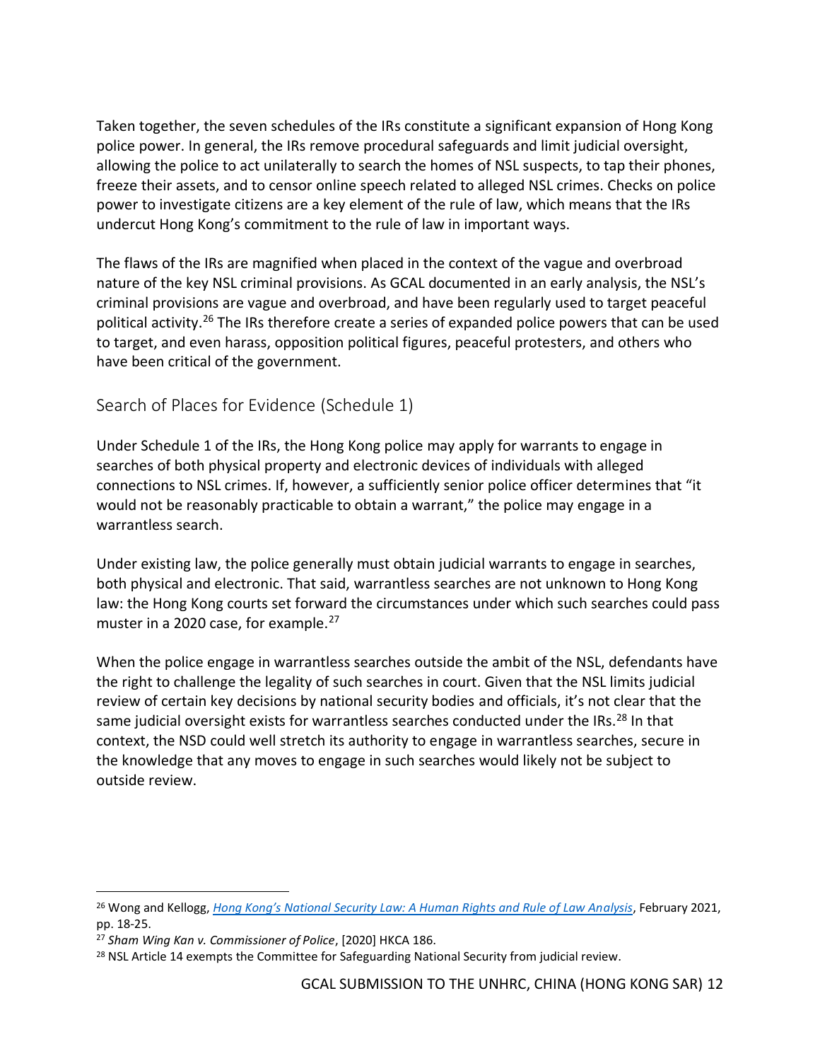Taken together, the seven schedules of the IRs constitute a significant expansion of Hong Kong police power. In general, the IRs remove procedural safeguards and limit judicial oversight, allowing the police to act unilaterally to search the homes of NSL suspects, to tap their phones, freeze their assets, and to censor online speech related to alleged NSL crimes. Checks on police power to investigate citizens are a key element of the rule of law, which means that the IRs undercut Hong Kong's commitment to the rule of law in important ways.

The flaws of the IRs are magnified when placed in the context of the vague and overbroad nature of the key NSL criminal provisions. As GCAL documented in an early analysis, the NSL's criminal provisions are vague and overbroad, and have been regularly used to target peaceful political activity.[26] The IRs therefore create a series of expanded police powers that can be used to target, and even harass, opposition political figures, peaceful protesters, and others who have been critical of the government.

## Search of Places for Evidence (Schedule 1)

Under Schedule 1 of the IRs, the Hong Kong police may apply for warrants to engage in searches of both physical property and electronic devices of individuals with alleged connections to NSL crimes. If, however, a sufficiently senior police officer determines that "it would not be reasonably practicable to obtain a warrant," the police may engage in a warrantless search.

Under existing law, the police generally must obtain judicial warrants to engage in searches, both physical and electronic. That said, warrantless searches are not unknown to Hong Kong law: the Hong Kong courts set forward the circumstances under which such searches could pass muster in a 2020 case, for example.[27]

When the police engage in warrantless searches outside the ambit of the NSL, defendants have the right to challenge the legality of such searches in court. Given that the NSL limits judicial review of certain key decisions by national security bodies and officials, it's not clear that the same judicial oversight exists for warrantless searches conducted under the IRs.[28] In that context, the NSD could well stretch its authority to engage in warrantless searches, secure in the knowledge that any moves to engage in such searches would likely not be subject to outside review.

---

[26] Wong and Kellogg, *Hong Kong's National Security Law: A Human Rights and Rule of Law Analysis*, February 2021, pp. 18-25.

[27] *Sham Wing Kan v. Commissioner of Police*, [2020] HKCA 186.

[28] NSL Article 14 exempts the Committee for Safeguarding National Security from judicial review.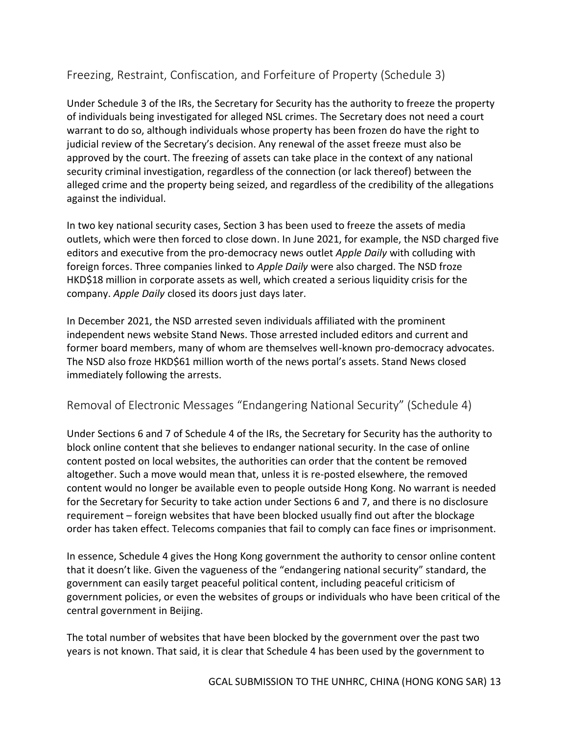## Freezing, Restraint, Confiscation, and Forfeiture of Property (Schedule 3)

Under Schedule 3 of the IRs, the Secretary for Security has the authority to freeze the property of individuals being investigated for alleged NSL crimes. The Secretary does not need a court warrant to do so, although individuals whose property has been frozen do have the right to judicial review of the Secretary's decision. Any renewal of the asset freeze must also be approved by the court. The freezing of assets can take place in the context of any national security criminal investigation, regardless of the connection (or lack thereof) between the alleged crime and the property being seized, and regardless of the credibility of the allegations against the individual.

In two key national security cases, Section 3 has been used to freeze the assets of media outlets, which were then forced to close down. In June 2021, for example, the NSD charged five editors and executive from the pro-democracy news outlet *Apple Daily* with colluding with foreign forces. Three companies linked to *Apple Daily* were also charged. The NSD froze HKD$18 million in corporate assets as well, which created a serious liquidity crisis for the company. *Apple Daily* closed its doors just days later.

In December 2021, the NSD arrested seven individuals affiliated with the prominent independent news website Stand News. Those arrested included editors and current and former board members, many of whom are themselves well-known pro-democracy advocates. The NSD also froze HKD$61 million worth of the news portal's assets. Stand News closed immediately following the arrests.

## Removal of Electronic Messages "Endangering National Security" (Schedule 4)

Under Sections 6 and 7 of Schedule 4 of the IRs, the Secretary for Security has the authority to block online content that she believes to endanger national security. In the case of online content posted on local websites, the authorities can order that the content be removed altogether. Such a move would mean that, unless it is re-posted elsewhere, the removed content would no longer be available even to people outside Hong Kong. No warrant is needed for the Secretary for Security to take action under Sections 6 and 7, and there is no disclosure requirement – foreign websites that have been blocked usually find out after the blockage order has taken effect. Telecoms companies that fail to comply can face fines or imprisonment.

In essence, Schedule 4 gives the Hong Kong government the authority to censor online content that it doesn't like. Given the vagueness of the "endangering national security" standard, the government can easily target peaceful political content, including peaceful criticism of government policies, or even the websites of groups or individuals who have been critical of the central government in Beijing.

The total number of websites that have been blocked by the government over the past two years is not known. That said, it is clear that Schedule 4 has been used by the government to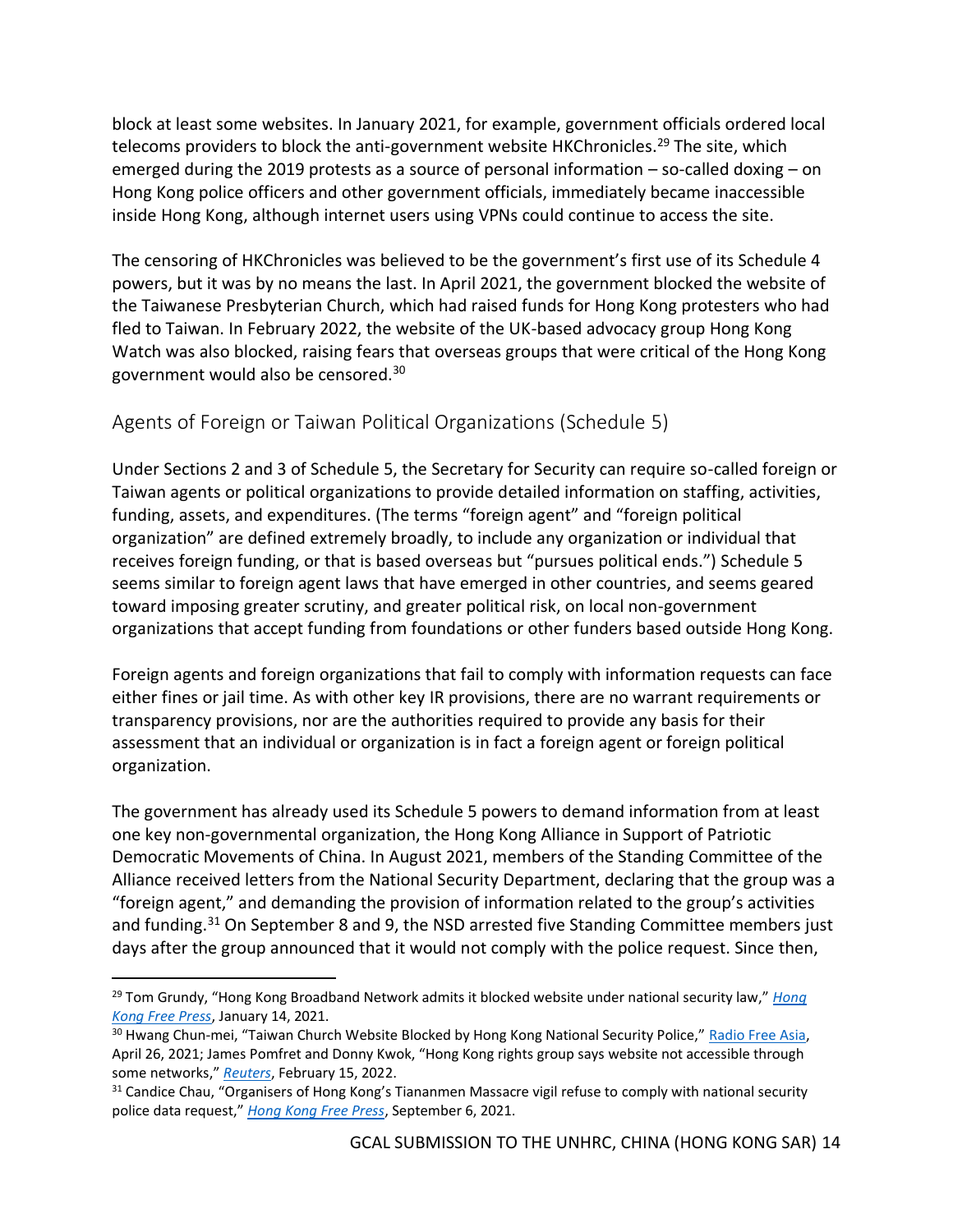block at least some websites. In January 2021, for example, government officials ordered local telecoms providers to block the anti-government website HKChronicles.[29] The site, which emerged during the 2019 protests as a source of personal information – so-called doxing – on Hong Kong police officers and other government officials, immediately became inaccessible inside Hong Kong, although internet users using VPNs could continue to access the site.

The censoring of HKChronicles was believed to be the government's first use of its Schedule 4 powers, but it was by no means the last. In April 2021, the government blocked the website of the Taiwanese Presbyterian Church, which had raised funds for Hong Kong protesters who had fled to Taiwan. In February 2022, the website of the UK-based advocacy group Hong Kong Watch was also blocked, raising fears that overseas groups that were critical of the Hong Kong government would also be censored.[30]

## Agents of Foreign or Taiwan Political Organizations (Schedule 5)

Under Sections 2 and 3 of Schedule 5, the Secretary for Security can require so-called foreign or Taiwan agents or political organizations to provide detailed information on staffing, activities, funding, assets, and expenditures. (The terms "foreign agent" and "foreign political organization" are defined extremely broadly, to include any organization or individual that receives foreign funding, or that is based overseas but "pursues political ends.") Schedule 5 seems similar to foreign agent laws that have emerged in other countries, and seems geared toward imposing greater scrutiny, and greater political risk, on local non-government organizations that accept funding from foundations or other funders based outside Hong Kong.

Foreign agents and foreign organizations that fail to comply with information requests can face either fines or jail time. As with other key IR provisions, there are no warrant requirements or transparency provisions, nor are the authorities required to provide any basis for their assessment that an individual or organization is in fact a foreign agent or foreign political organization.

The government has already used its Schedule 5 powers to demand information from at least one key non-governmental organization, the Hong Kong Alliance in Support of Patriotic Democratic Movements of China. In August 2021, members of the Standing Committee of the Alliance received letters from the National Security Department, declaring that the group was a "foreign agent," and demanding the provision of information related to the group's activities and funding.[31] On September 8 and 9, the NSD arrested five Standing Committee members just days after the group announced that it would not comply with the police request. Since then,

---

[29] Tom Grundy, "Hong Kong Broadband Network admits it blocked website under national security law," *Hong Kong Free Press*, January 14, 2021.

[30] Hwang Chun-mei, "Taiwan Church Website Blocked by Hong Kong National Security Police," Radio Free Asia, April 26, 2021; James Pomfret and Donny Kwok, "Hong Kong rights group says website not accessible through some networks," *Reuters*, February 15, 2022.

[31] Candice Chau, "Organisers of Hong Kong's Tiananmen Massacre vigil refuse to comply with national security police data request," *Hong Kong Free Press*, September 6, 2021.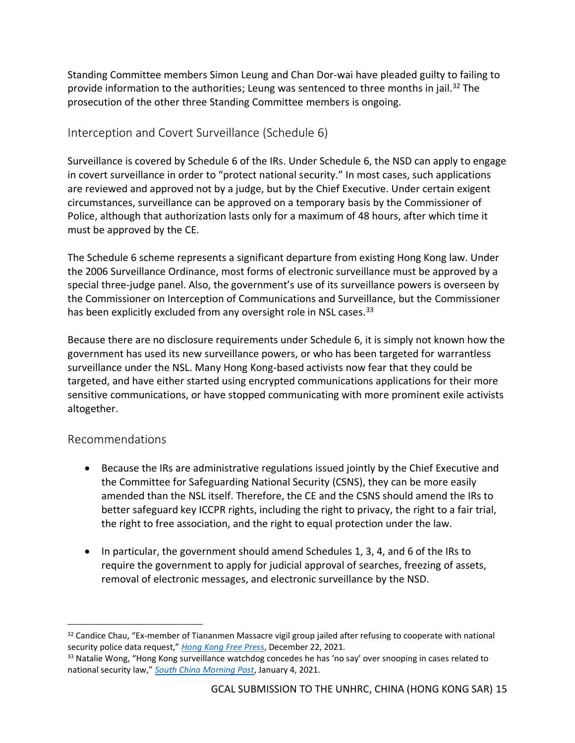Standing Committee members Simon Leung and Chan Dor-wai have pleaded guilty to failing to provide information to the authorities; Leung was sentenced to three months in jail.[32] The prosecution of the other three Standing Committee members is ongoing.

## Interception and Covert Surveillance (Schedule 6)

Surveillance is covered by Schedule 6 of the IRs. Under Schedule 6, the NSD can apply to engage in covert surveillance in order to "protect national security." In most cases, such applications are reviewed and approved not by a judge, but by the Chief Executive. Under certain exigent circumstances, surveillance can be approved on a temporary basis by the Commissioner of Police, although that authorization lasts only for a maximum of 48 hours, after which time it must be approved by the CE.

The Schedule 6 scheme represents a significant departure from existing Hong Kong law. Under the 2006 Surveillance Ordinance, most forms of electronic surveillance must be approved by a special three-judge panel. Also, the government's use of its surveillance powers is overseen by the Commissioner on Interception of Communications and Surveillance, but the Commissioner has been explicitly excluded from any oversight role in NSL cases.[33]

Because there are no disclosure requirements under Schedule 6, it is simply not known how the government has used its new surveillance powers, or who has been targeted for warrantless surveillance under the NSL. Many Hong Kong-based activists now fear that they could be targeted, and have either started using encrypted communications applications for their more sensitive communications, or have stopped communicating with more prominent exile activists altogether.

## Recommendations

- Because the IRs are administrative regulations issued jointly by the Chief Executive and the Committee for Safeguarding National Security (CSNS), they can be more easily amended than the NSL itself. Therefore, the CE and the CSNS should amend the IRs to better safeguard key ICCPR rights, including the right to privacy, the right to a fair trial, the right to free association, and the right to equal protection under the law.

- In particular, the government should amend Schedules 1, 3, 4, and 6 of the IRs to require the government to apply for judicial approval of searches, freezing of assets, removal of electronic messages, and electronic surveillance by the NSD.

---

[32] Candice Chau, "Ex-member of Tiananmen Massacre vigil group jailed after refusing to cooperate with national security police data request," *Hong Kong Free Press*, December 22, 2021.

[33] Natalie Wong, "Hong Kong surveillance watchdog concedes he has 'no say' over snooping in cases related to national security law," *South China Morning Post*, January 4, 2021.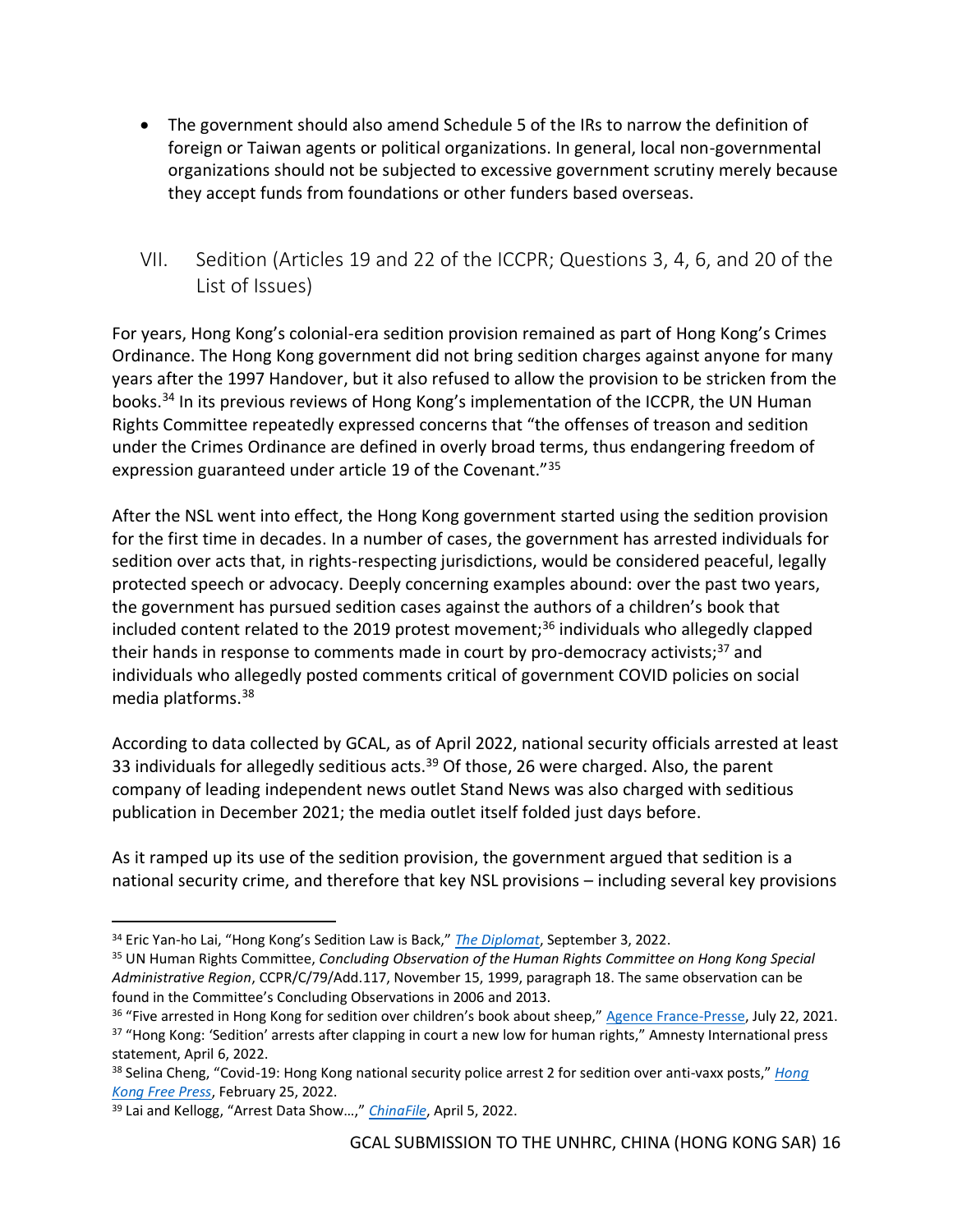- The government should also amend Schedule 5 of the IRs to narrow the definition of foreign or Taiwan agents or political organizations. In general, local non-governmental organizations should not be subjected to excessive government scrutiny merely because they accept funds from foundations or other funders based overseas.

## VII. Sedition (Articles 19 and 22 of the ICCPR; Questions 3, 4, 6, and 20 of the List of Issues)

For years, Hong Kong's colonial-era sedition provision remained as part of Hong Kong's Crimes Ordinance. The Hong Kong government did not bring sedition charges against anyone for many years after the 1997 Handover, but it also refused to allow the provision to be stricken from the books.[34] In its previous reviews of Hong Kong's implementation of the ICCPR, the UN Human Rights Committee repeatedly expressed concerns that "the offenses of treason and sedition under the Crimes Ordinance are defined in overly broad terms, thus endangering freedom of expression guaranteed under article 19 of the Covenant."[35]

After the NSL went into effect, the Hong Kong government started using the sedition provision for the first time in decades. In a number of cases, the government has arrested individuals for sedition over acts that, in rights-respecting jurisdictions, would be considered peaceful, legally protected speech or advocacy. Deeply concerning examples abound: over the past two years, the government has pursued sedition cases against the authors of a children's book that included content related to the 2019 protest movement;[36] individuals who allegedly clapped their hands in response to comments made in court by pro-democracy activists;[37] and individuals who allegedly posted comments critical of government COVID policies on social media platforms.[38]

According to data collected by GCAL, as of April 2022, national security officials arrested at least 33 individuals for allegedly seditious acts.[39] Of those, 26 were charged. Also, the parent company of leading independent news outlet Stand News was also charged with seditious publication in December 2021; the media outlet itself folded just days before.

As it ramped up its use of the sedition provision, the government argued that sedition is a national security crime, and therefore that key NSL provisions – including several key provisions

---

[34] Eric Yan-ho Lai, "Hong Kong's Sedition Law is Back," *The Diplomat*, September 3, 2022.

[35] UN Human Rights Committee, *Concluding Observation of the Human Rights Committee on Hong Kong Special Administrative Region*, CCPR/C/79/Add.117, November 15, 1999, paragraph 18. The same observation can be found in the Committee's Concluding Observations in 2006 and 2013.

[36] "Five arrested in Hong Kong for sedition over children's book about sheep," Agence France-Presse, July 22, 2021.

[37] "Hong Kong: 'Sedition' arrests after clapping in court a new low for human rights," Amnesty International press statement, April 6, 2022.

[38] Selina Cheng, "Covid-19: Hong Kong national security police arrest 2 for sedition over anti-vaxx posts," *Hong Kong Free Press*, February 25, 2022.

[39] Lai and Kellogg, "Arrest Data Show…," *ChinaFile*, April 5, 2022.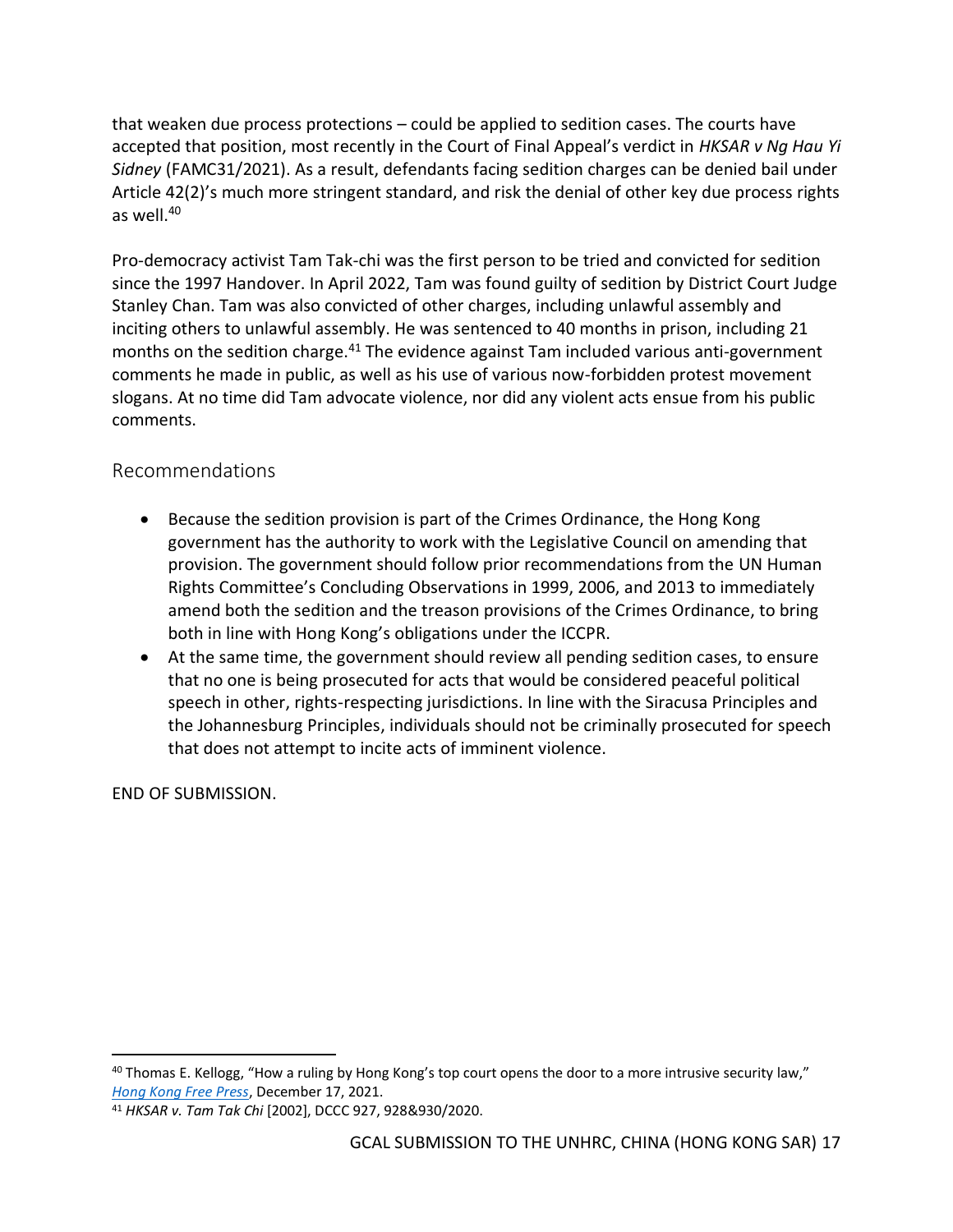that weaken due process protections – could be applied to sedition cases. The courts have accepted that position, most recently in the Court of Final Appeal's verdict in *HKSAR v Ng Hau Yi Sidney* (FAMC31/2021). As a result, defendants facing sedition charges can be denied bail under Article 42(2)'s much more stringent standard, and risk the denial of other key due process rights as well.[40]

Pro-democracy activist Tam Tak-chi was the first person to be tried and convicted for sedition since the 1997 Handover. In April 2022, Tam was found guilty of sedition by District Court Judge Stanley Chan. Tam was also convicted of other charges, including unlawful assembly and inciting others to unlawful assembly. He was sentenced to 40 months in prison, including 21 months on the sedition charge.[41] The evidence against Tam included various anti-government comments he made in public, as well as his use of various now-forbidden protest movement slogans. At no time did Tam advocate violence, nor did any violent acts ensue from his public comments.

## Recommendations

- Because the sedition provision is part of the Crimes Ordinance, the Hong Kong government has the authority to work with the Legislative Council on amending that provision. The government should follow prior recommendations from the UN Human Rights Committee's Concluding Observations in 1999, 2006, and 2013 to immediately amend both the sedition and the treason provisions of the Crimes Ordinance, to bring both in line with Hong Kong's obligations under the ICCPR.
- At the same time, the government should review all pending sedition cases, to ensure that no one is being prosecuted for acts that would be considered peaceful political speech in other, rights-respecting jurisdictions. In line with the Siracusa Principles and the Johannesburg Principles, individuals should not be criminally prosecuted for speech that does not attempt to incite acts of imminent violence.

END OF SUBMISSION.

---

[40] Thomas E. Kellogg, "How a ruling by Hong Kong's top court opens the door to a more intrusive security law," *Hong Kong Free Press*, December 17, 2021.

[41] *HKSAR v. Tam Tak Chi* [2002], DCCC 927, 928&930/2020.